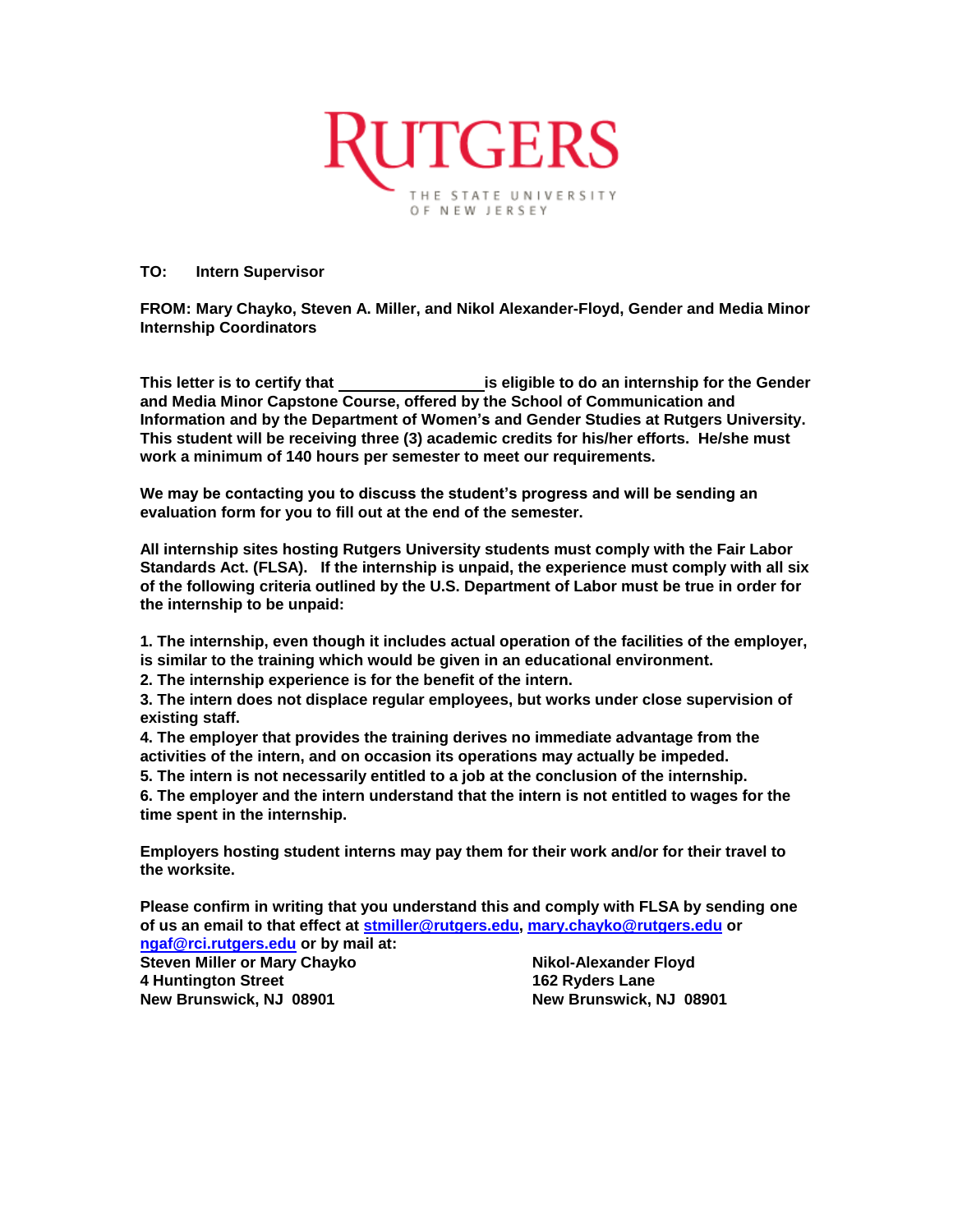RUTGERS

THE STATE UNIVERSITY OF NEW JERSEY

**TO: Intern Supervisor**

**FROM: Mary Chayko, Steven A. Miller, and Nikol Alexander-Floyd, Gender and Media Minor Internship Coordinators**

**This letter is to certify that ________________ is eligible to do an internship for the Gender and Media Minor Capstone Course, offered by the School of Communication and Information and by the Department of Women's and Gender Studies at Rutgers University. This student will be receiving three (3) academic credits for his/her efforts. He/she must work a minimum of 140 hours per semester to meet our requirements.**

**We may be contacting you to discuss the student's progress and will be sending an evaluation form for you to fill out at the end of the semester.**

**All internship sites hosting Rutgers University students must comply with the Fair Labor Standards Act. (FLSA). If the internship is unpaid, the experience must comply with all six of the following criteria outlined by the U.S. Department of Labor must be true in order for the internship to be unpaid:**

**1. The internship, even though it includes actual operation of the facilities of the employer, is similar to the training which would be given in an educational environment.**
**2. The internship experience is for the benefit of the intern.**
**3. The intern does not displace regular employees, but works under close supervision of existing staff.**
**4. The employer that provides the training derives no immediate advantage from the activities of the intern, and on occasion its operations may actually be impeded.**
**5. The intern is not necessarily entitled to a job at the conclusion of the internship.**
**6. The employer and the intern understand that the intern is not entitled to wages for the time spent in the internship.**

**Employers hosting student interns may pay them for their work and/or for their travel to the worksite.**

**Please confirm in writing that you understand this and comply with FLSA by sending one of us an email to that effect at stmiller@rutgers.edu, mary.chayko@rutgers.edu or ngaf@rci.rutgers.edu or by mail at:**

**Steven Miller or Mary Chayko**
**4 Huntington Street**
**New Brunswick, NJ 08901**

**Nikol-Alexander Floyd**
**162 Ryders Lane**
**New Brunswick, NJ 08901**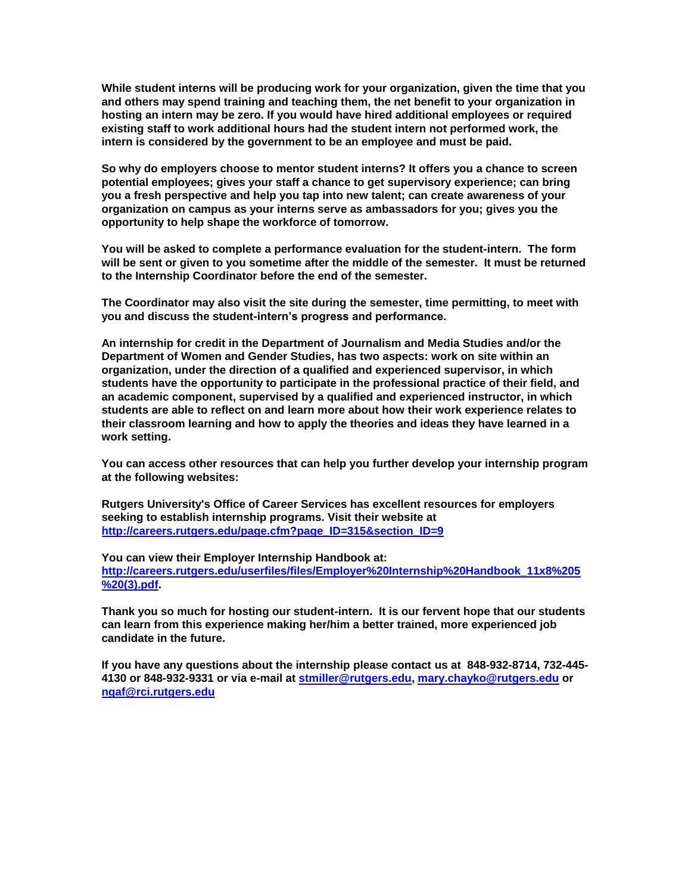**While student interns will be producing work for your organization, given the time that you and others may spend training and teaching them, the net benefit to your organization in hosting an intern may be zero. If you would have hired additional employees or required existing staff to work additional hours had the student intern not performed work, the intern is considered by the government to be an employee and must be paid.**

**So why do employers choose to mentor student interns? It offers you a chance to screen potential employees; gives your staff a chance to get supervisory experience; can bring you a fresh perspective and help you tap into new talent; can create awareness of your organization on campus as your interns serve as ambassadors for you; gives you the opportunity to help shape the workforce of tomorrow.**

**You will be asked to complete a performance evaluation for the student-intern. The form will be sent or given to you sometime after the middle of the semester. It must be returned to the Internship Coordinator before the end of the semester.**

**The Coordinator may also visit the site during the semester, time permitting, to meet with you and discuss the student-intern's progress and performance.**

**An internship for credit in the Department of Journalism and Media Studies and/or the Department of Women and Gender Studies, has two aspects: work on site within an organization, under the direction of a qualified and experienced supervisor, in which students have the opportunity to participate in the professional practice of their field, and an academic component, supervised by a qualified and experienced instructor, in which students are able to reflect on and learn more about how their work experience relates to their classroom learning and how to apply the theories and ideas they have learned in a work setting.**

**You can access other resources that can help you further develop your internship program at the following websites:**

**Rutgers University's Office of Career Services has excellent resources for employers seeking to establish internship programs. Visit their website at [http://careers.rutgers.edu/page.cfm?page_ID=315&section_ID=9](http://careers.rutgers.edu/page.cfm?page_ID=315&section_ID=9)**

**You can view their Employer Internship Handbook at: [http://careers.rutgers.edu/userfiles/files/Employer%20Internship%20Handbook_11x8%205%20(3).pdf](http://careers.rutgers.edu/userfiles/files/Employer%20Internship%20Handbook_11x8%205%20(3).pdf).**

**Thank you so much for hosting our student-intern. It is our fervent hope that our students can learn from this experience making her/him a better trained, more experienced job candidate in the future.**

**If you have any questions about the internship please contact us at 848-932-8714, 732-445-4130 or 848-932-9331 or via e-mail at [stmiller@rutgers.edu](mailto:stmiller@rutgers.edu), [mary.chayko@rutgers.edu](mailto:mary.chayko@rutgers.edu) or [ngaf@rci.rutgers.edu](mailto:ngaf@rci.rutgers.edu)**